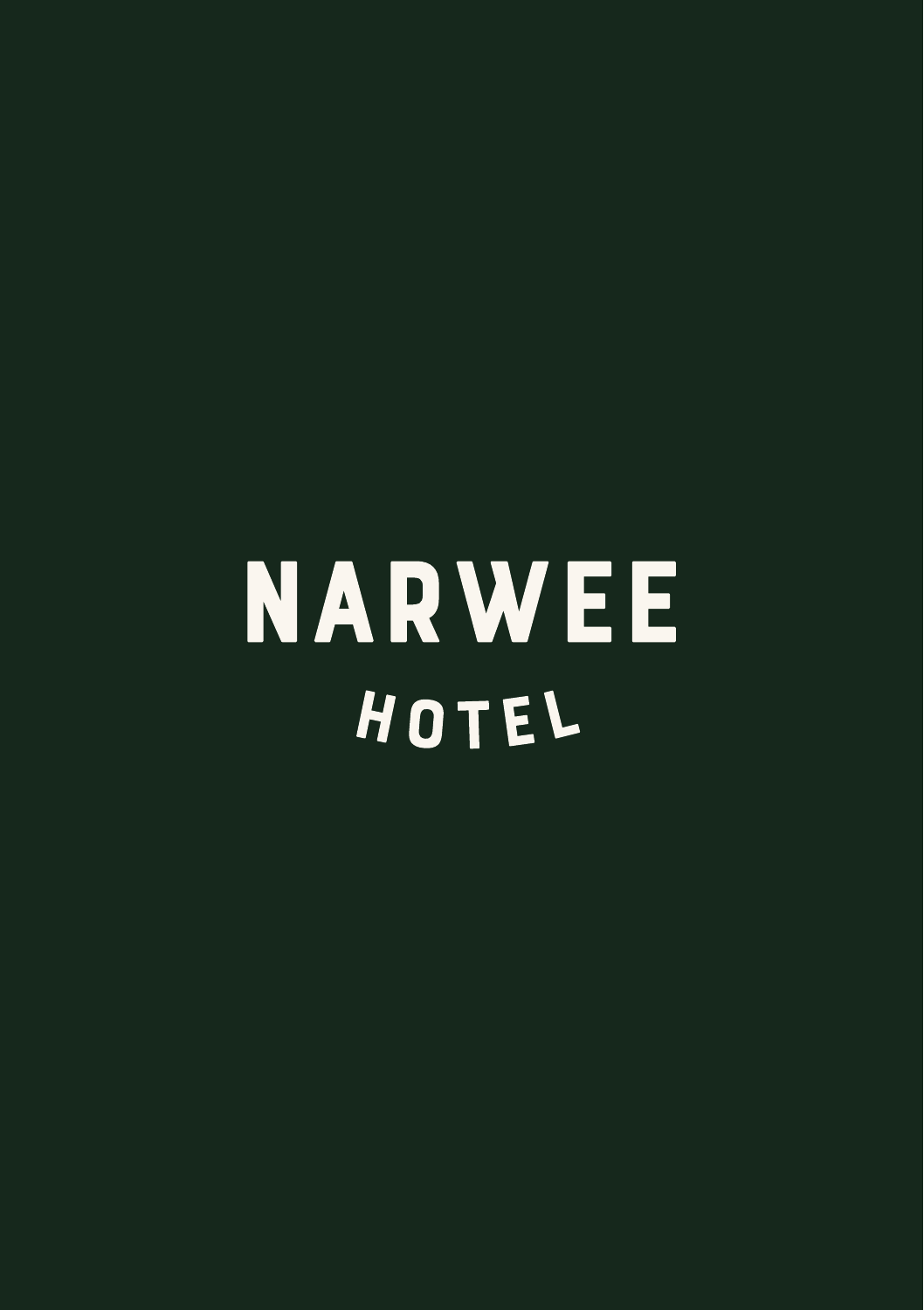# NARWEE

HOTEL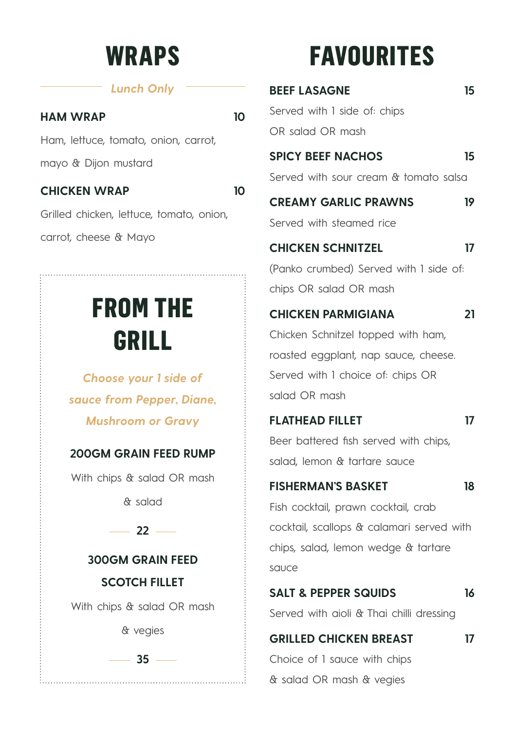# WRAPS

*Lunch Only*

**HAM WRAP** 10

Ham, lettuce, tomato, onion, carrot, mayo & Dijon mustard

**CHICKEN WRAP** 10

Grilled chicken, lettuce, tomato, onion, carrot, cheese & Mayo

# FROM THE GRILL

*Choose your 1 side of sauce from Pepper, Diane, Mushroom or Gravy*

**200GM GRAIN FEED RUMP**

With chips & salad OR mash & salad

22

**300GM GRAIN FEED SCOTCH FILLET**

With chips & salad OR mash & vegies

35

# FAVOURITES

**BEEF LASAGNE** 15

Served with 1 side of: chips OR salad OR mash

**SPICY BEEF NACHOS** 15

Served with sour cream & tomato salsa

**CREAMY GARLIC PRAWNS** 19

Served with steamed rice

**CHICKEN SCHNITZEL** 17

(Panko crumbed) Served with 1 side of: chips OR salad OR mash

**CHICKEN PARMIGIANA** 21

Chicken Schnitzel topped with ham, roasted eggplant, nap sauce, cheese. Served with 1 choice of: chips OR salad OR mash

**FLATHEAD FILLET** 17

Beer battered fish served with chips, salad, lemon & tartare sauce

**FISHERMAN'S BASKET** 18

Fish cocktail, prawn cocktail, crab cocktail, scallops & calamari served with chips, salad, lemon wedge & tartare sauce

**SALT & PEPPER SQUIDS** 16

Served with aioli & Thai chilli dressing

**GRILLED CHICKEN BREAST** 17

Choice of 1 sauce with chips & salad OR mash & vegies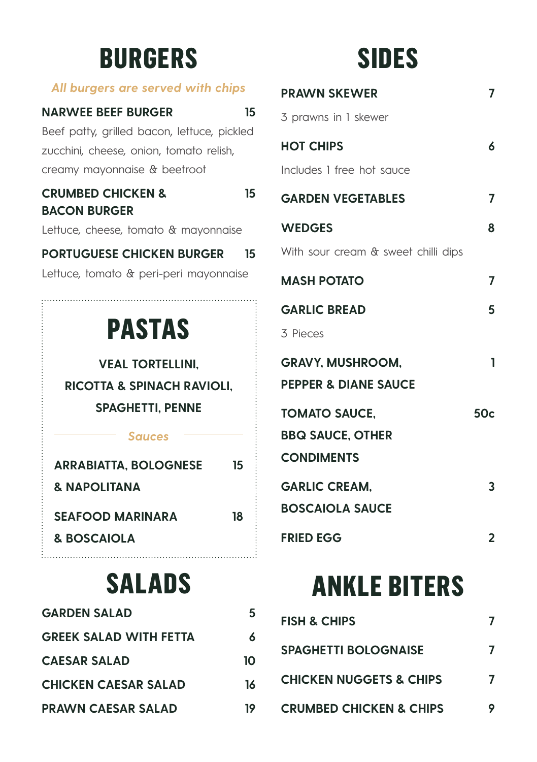# BURGERS

*All burgers are served with chips*

**NARWEE BEEF BURGER** 15

Beef patty, grilled bacon, lettuce, pickled zucchini, cheese, onion, tomato relish, creamy mayonnaise & beetroot

**CRUMBED CHICKEN & BACON BURGER** 15

Lettuce, cheese, tomato & mayonnaise

**PORTUGUESE CHICKEN BURGER** 15

Lettuce, tomato & peri-peri mayonnaise

# PASTAS

**VEAL TORTELLINI, RICOTTA & SPINACH RAVIOLI, SPAGHETTI, PENNE**

*Sauces*

**ARRABIATTA, BOLOGNESE & NAPOLITANA** 15

**SEAFOOD MARINARA & BOSCAIOLA** 18

# SALADS

| | |
|---|---|
| **GARDEN SALAD** | 5 |
| **GREEK SALAD WITH FETTA** | 6 |
| **CAESAR SALAD** | 10 |
| **CHICKEN CAESAR SALAD** | 16 |
| **PRAWN CAESAR SALAD** | 19 |

# SIDES

**PRAWN SKEWER** 7

3 prawns in 1 skewer

**HOT CHIPS** 6

Includes 1 free hot sauce

**GARDEN VEGETABLES** 7

**WEDGES** 8

With sour cream & sweet chilli dips

**MASH POTATO** 7

**GARLIC BREAD** 5

3 Pieces

**GRAVY, MUSHROOM, PEPPER & DIANE SAUCE** 1

**TOMATO SAUCE, BBQ SAUCE, OTHER CONDIMENTS** 50c

**GARLIC CREAM, BOSCAIOLA SAUCE** 3

**FRIED EGG** 2

# ANKLE BITERS

| | |
|---|---|
| **FISH & CHIPS** | 7 |
| **SPAGHETTI BOLOGNAISE** | 7 |
| **CHICKEN NUGGETS & CHIPS** | 7 |
| **CRUMBED CHICKEN & CHIPS** | 9 |